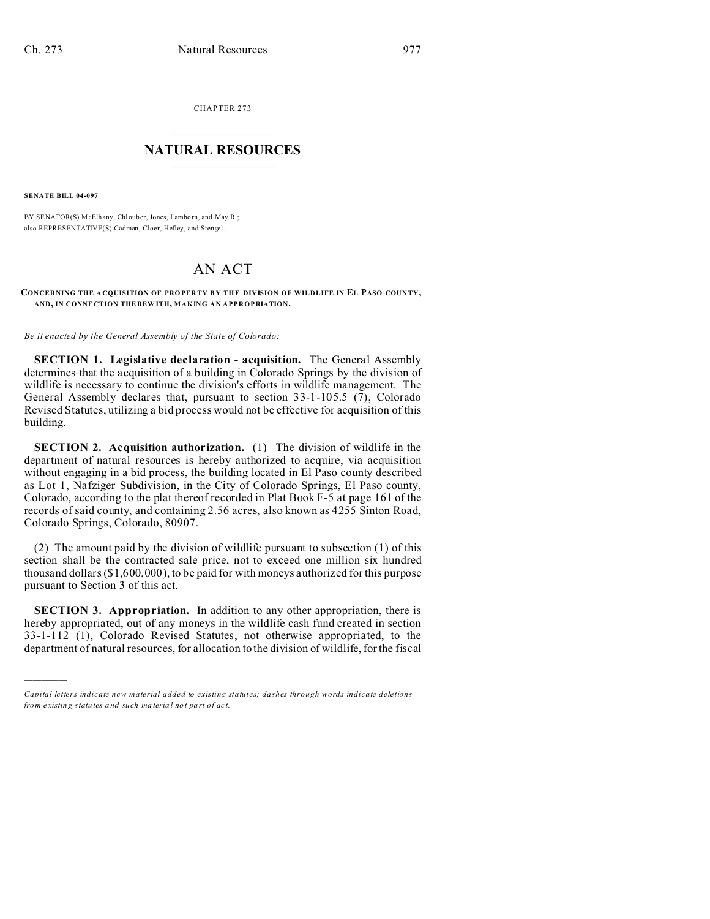CHAPTER 273

# NATURAL RESOURCES

**SENATE BILL 04-097**

BY SENATOR(S) McElhany, Chlouber, Jones, Lamborn, and May R.;
also REPRESENTATIVE(S) Cadman, Cloer, Hefley, and Stengel.

# AN ACT

**CONCERNING THE ACQUISITION OF PROPERTY BY THE DIVISION OF WILDLIFE IN EL PASO COUNTY, AND, IN CONNECTION THEREWITH, MAKING AN APPROPRIATION.**

*Be it enacted by the General Assembly of the State of Colorado:*

**SECTION 1. Legislative declaration - acquisition.** The General Assembly determines that the acquisition of a building in Colorado Springs by the division of wildlife is necessary to continue the division's efforts in wildlife management. The General Assembly declares that, pursuant to section 33-1-105.5 (7), Colorado Revised Statutes, utilizing a bid process would not be effective for acquisition of this building.

**SECTION 2. Acquisition authorization.** (1) The division of wildlife in the department of natural resources is hereby authorized to acquire, via acquisition without engaging in a bid process, the building located in El Paso county described as Lot 1, Nafziger Subdivision, in the City of Colorado Springs, El Paso county, Colorado, according to the plat thereof recorded in Plat Book F-5 at page 161 of the records of said county, and containing 2.56 acres, also known as 4255 Sinton Road, Colorado Springs, Colorado, 80907.

(2) The amount paid by the division of wildlife pursuant to subsection (1) of this section shall be the contracted sale price, not to exceed one million six hundred thousand dollars ($1,600,000), to be paid for with moneys authorized for this purpose pursuant to Section 3 of this act.

**SECTION 3. Appropriation.** In addition to any other appropriation, there is hereby appropriated, out of any moneys in the wildlife cash fund created in section 33-1-112 (1), Colorado Revised Statutes, not otherwise appropriated, to the department of natural resources, for allocation to the division of wildlife, for the fiscal

---

*Capital letters indicate new material added to existing statutes; dashes through words indicate deletions from existing statutes and such material not part of act.*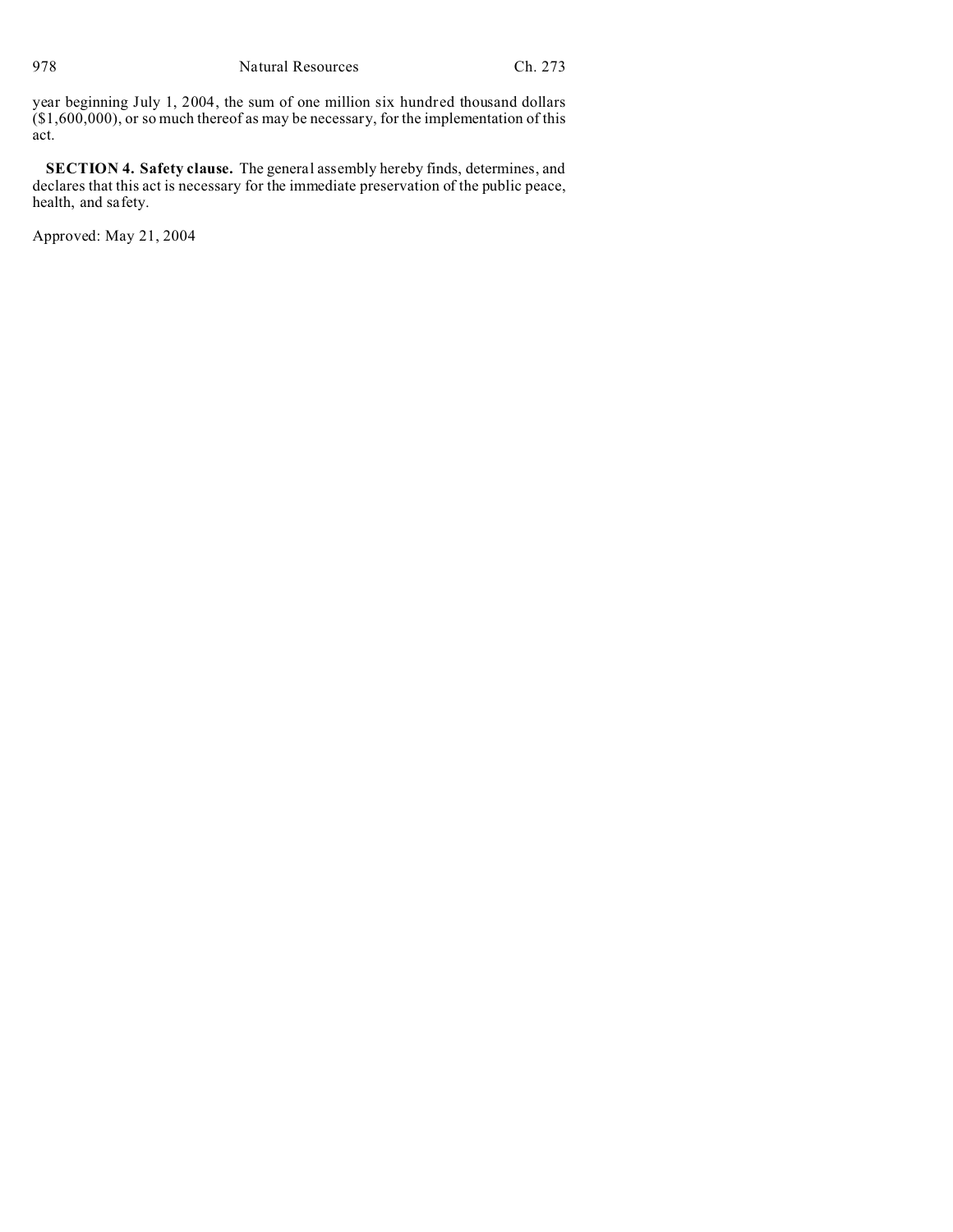year beginning July 1, 2004, the sum of one million six hundred thousand dollars ($1,600,000), or so much thereof as may be necessary, for the implementation of this act.

**SECTION 4. Safety clause.** The general assembly hereby finds, determines, and declares that this act is necessary for the immediate preservation of the public peace, health, and safety.

Approved: May 21, 2004